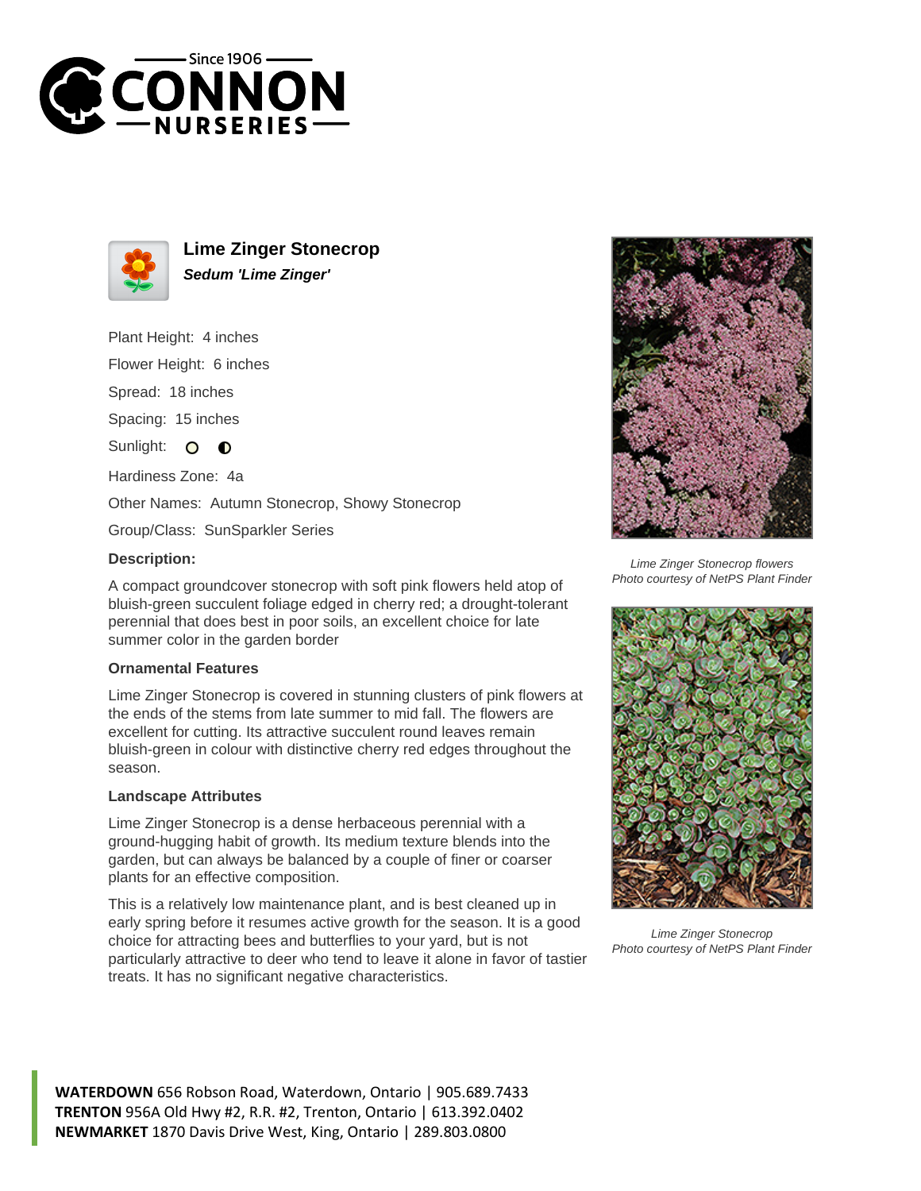# Lime Zinger Stonecrop

***Sedum 'Lime Zinger'***

Plant Height: 4 inches

Flower Height: 6 inches

Spread: 18 inches

Spacing: 15 inches

Sunlight: ○ ◐

Hardiness Zone: 4a

Other Names: Autumn Stonecrop, Showy Stonecrop

Group/Class: SunSparkler Series

### Description:

A compact groundcover stonecrop with soft pink flowers held atop of bluish-green succulent foliage edged in cherry red; a drought-tolerant perennial that does best in poor soils, an excellent choice for late summer color in the garden border

### Ornamental Features

Lime Zinger Stonecrop is covered in stunning clusters of pink flowers at the ends of the stems from late summer to mid fall. The flowers are excellent for cutting. Its attractive succulent round leaves remain bluish-green in colour with distinctive cherry red edges throughout the season.

### Landscape Attributes

Lime Zinger Stonecrop is a dense herbaceous perennial with a ground-hugging habit of growth. Its medium texture blends into the garden, but can always be balanced by a couple of finer or coarser plants for an effective composition.

This is a relatively low maintenance plant, and is best cleaned up in early spring before it resumes active growth for the season. It is a good choice for attracting bees and butterflies to your yard, but is not particularly attractive to deer who tend to leave it alone in favor of tastier treats. It has no significant negative characteristics.

*Lime Zinger Stonecrop flowers*
*Photo courtesy of NetPS Plant Finder*

*Lime Zinger Stonecrop*
*Photo courtesy of NetPS Plant Finder*

**WATERDOWN** 656 Robson Road, Waterdown, Ontario | 905.689.7433
**TRENTON** 956A Old Hwy #2, R.R. #2, Trenton, Ontario | 613.392.0402
**NEWMARKET** 1870 Davis Drive West, King, Ontario | 289.803.0800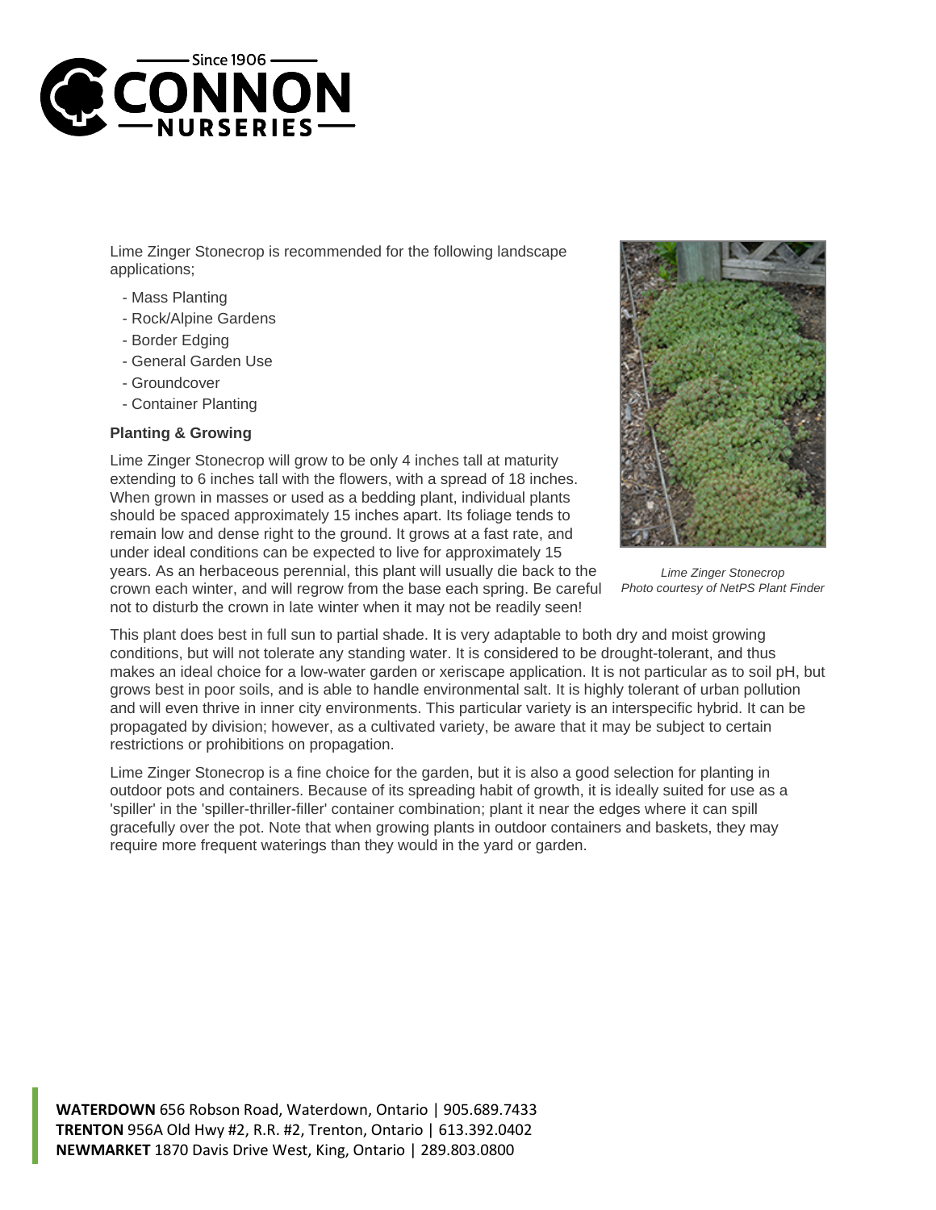Lime Zinger Stonecrop is recommended for the following landscape applications;

- Mass Planting
- Rock/Alpine Gardens
- Border Edging
- General Garden Use
- Groundcover
- Container Planting

**Planting & Growing**

Lime Zinger Stonecrop will grow to be only 4 inches tall at maturity extending to 6 inches tall with the flowers, with a spread of 18 inches. When grown in masses or used as a bedding plant, individual plants should be spaced approximately 15 inches apart. Its foliage tends to remain low and dense right to the ground. It grows at a fast rate, and under ideal conditions can be expected to live for approximately 15 years. As an herbaceous perennial, this plant will usually die back to the crown each winter, and will regrow from the base each spring. Be careful not to disturb the crown in late winter when it may not be readily seen!

*Lime Zinger Stonecrop*
*Photo courtesy of NetPS Plant Finder*

This plant does best in full sun to partial shade. It is very adaptable to both dry and moist growing conditions, but will not tolerate any standing water. It is considered to be drought-tolerant, and thus makes an ideal choice for a low-water garden or xeriscape application. It is not particular as to soil pH, but grows best in poor soils, and is able to handle environmental salt. It is highly tolerant of urban pollution and will even thrive in inner city environments. This particular variety is an interspecific hybrid. It can be propagated by division; however, as a cultivated variety, be aware that it may be subject to certain restrictions or prohibitions on propagation.

Lime Zinger Stonecrop is a fine choice for the garden, but it is also a good selection for planting in outdoor pots and containers. Because of its spreading habit of growth, it is ideally suited for use as a 'spiller' in the 'spiller-thriller-filler' container combination; plant it near the edges where it can spill gracefully over the pot. Note that when growing plants in outdoor containers and baskets, they may require more frequent waterings than they would in the yard or garden.